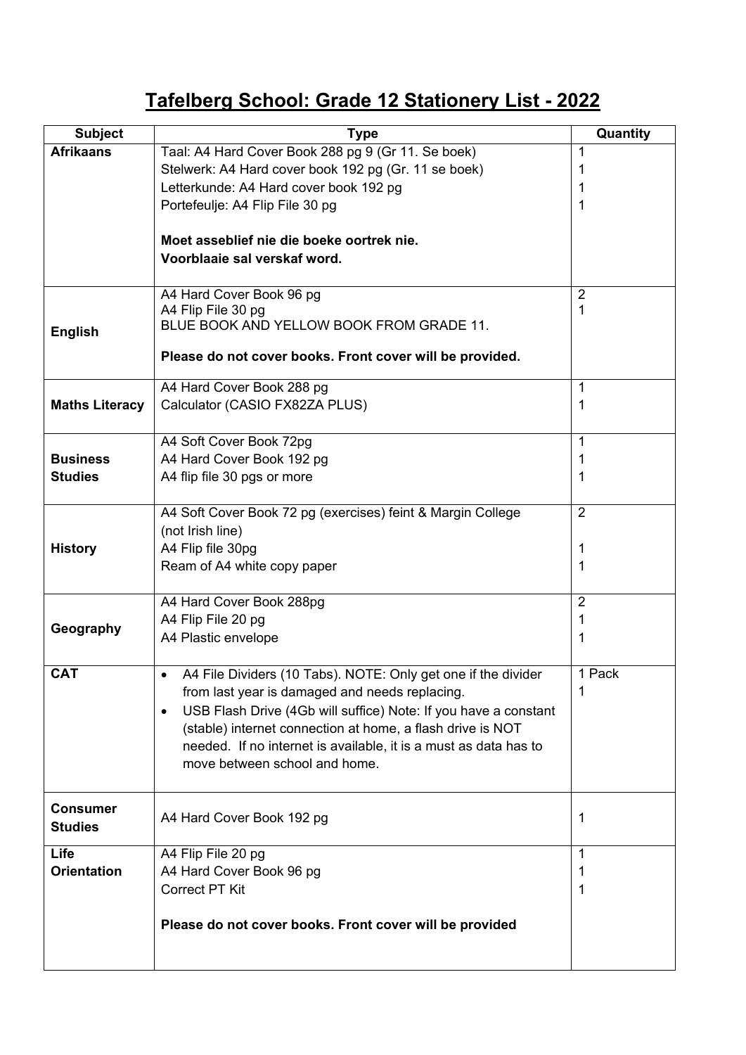# Tafelberg School: Grade 12 Stationery List - 2022

| Subject | Type | Quantity |
|---|---|---|
| **Afrikaans** | Taal: A4 Hard Cover Book 288 pg 9 (Gr 11. Se boek)<br>Stelwerk: A4 Hard cover book 192 pg (Gr. 11 se boek)<br>Letterkunde: A4 Hard cover book 192 pg<br>Portefeulje: A4 Flip File 30 pg<br><br>**Moet asseblief nie die boeke oortrek nie.**<br>**Voorblaaie sal verskaf word.** | 1<br>1<br>1<br>1 |
| **English** | A4 Hard Cover Book 96 pg<br>A4 Flip File 30 pg<br>BLUE BOOK AND YELLOW BOOK FROM GRADE 11.<br><br>**Please do not cover books. Front cover will be provided.** | 2<br>1 |
| **Maths Literacy** | A4 Hard Cover Book 288 pg<br>Calculator (CASIO FX82ZA PLUS) | 1<br>1 |
| **Business Studies** | A4 Soft Cover Book 72pg<br>A4 Hard Cover Book 192 pg<br>A4 flip file 30 pgs or more | 1<br>1<br>1 |
| **History** | A4 Soft Cover Book 72 pg (exercises) feint & Margin College (not Irish line)<br>A4 Flip file 30pg<br>Ream of A4 white copy paper | 2<br><br>1<br>1 |
| **Geography** | A4 Hard Cover Book 288pg<br>A4 Flip File 20 pg<br>A4 Plastic envelope | 2<br>1<br>1 |
| **CAT** | • A4 File Dividers (10 Tabs). NOTE: Only get one if the divider from last year is damaged and needs replacing.<br>• USB Flash Drive (4Gb will suffice) Note: If you have a constant (stable) internet connection at home, a flash drive is NOT needed. If no internet is available, it is a must as data has to move between school and home. | 1 Pack<br>1 |
| **Consumer Studies** | A4 Hard Cover Book 192 pg | 1 |
| **Life Orientation** | A4 Flip File 20 pg<br>A4 Hard Cover Book 96 pg<br>Correct PT Kit<br><br>**Please do not cover books. Front cover will be provided** | 1<br>1<br>1 |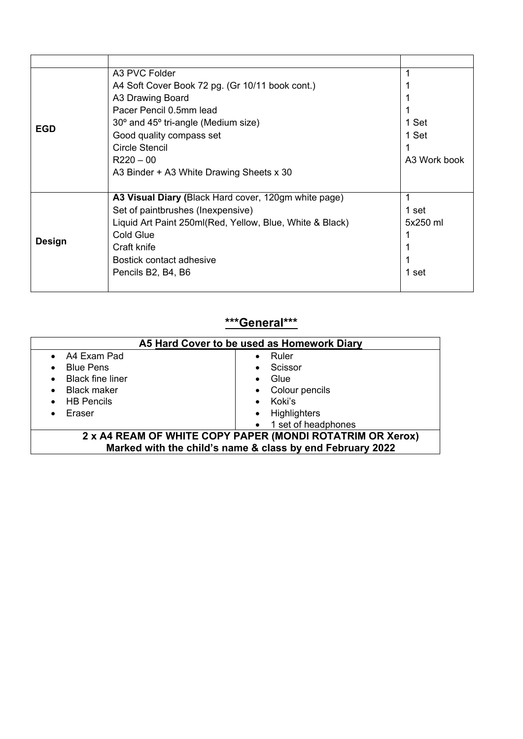| | | |
|---|---|---|
| **EGD** | A3 PVC Folder<br>A4 Soft Cover Book 72 pg. (Gr 10/11 book cont.)<br>A3 Drawing Board<br>Pacer Pencil 0.5mm lead<br>30º and 45º tri-angle (Medium size)<br>Good quality compass set<br>Circle Stencil<br>R220 – 00<br>A3 Binder + A3 White Drawing Sheets x 30 | 1<br>1<br>1<br>1<br>1 Set<br>1 Set<br>1<br>A3 Work book |
| **Design** | **A3 Visual Diary (**Black Hard cover, 120gm white page)<br>Set of paintbrushes (Inexpensive)<br>Liquid Art Paint 250ml(Red, Yellow, Blue, White & Black)<br>Cold Glue<br>Craft knife<br>Bostick contact adhesive<br>Pencils B2, B4, B6 | 1<br>1 set<br>5x250 ml<br>1<br>1<br>1<br>1 set |

## ***General***

| **A5 Hard Cover to be used as Homework Diary** | |
|---|---|
| • A4 Exam Pad<br>• Blue Pens<br>• Black fine liner<br>• Black maker<br>• HB Pencils<br>• Eraser | • Ruler<br>• Scissor<br>• Glue<br>• Colour pencils<br>• Koki's<br>• Highlighters<br>• 1 set of headphones |
| **2 x A4 REAM OF WHITE COPY PAPER (MONDI ROTATRIM OR Xerox)**<br>**Marked with the child's name & class by end February 2022** | |